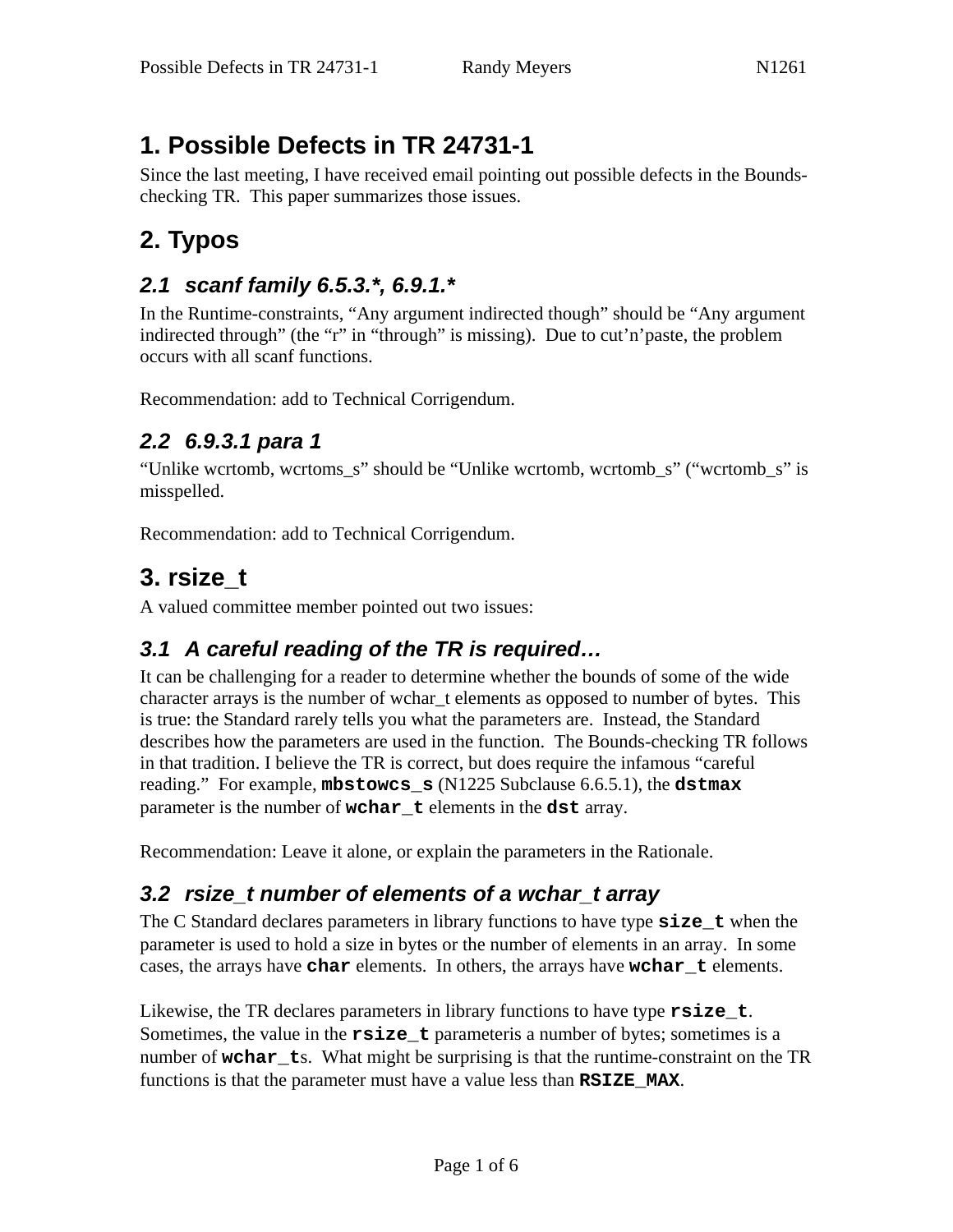# 1. Possible Defects in TR 24731-1

Since the last meeting, I have received email pointing out possible defects in the Bounds-checking TR. This paper summarizes those issues.

# 2. Typos

## *2.1 scanf family 6.5.3.*, 6.9.1.**

In the Runtime-constraints, "Any argument indirected though" should be "Any argument indirected through" (the "r" in "through" is missing). Due to cut'n'paste, the problem occurs with all scanf functions.

Recommendation: add to Technical Corrigendum.

## *2.2 6.9.3.1 para 1*

"Unlike wcrtomb, wcrtoms_s" should be "Unlike wcrtomb, wcrtomb_s" ("wcrtomb_s" is misspelled.

Recommendation: add to Technical Corrigendum.

# 3. rsize_t

A valued committee member pointed out two issues:

## *3.1 A careful reading of the TR is required…*

It can be challenging for a reader to determine whether the bounds of some of the wide character arrays is the number of wchar_t elements as opposed to number of bytes. This is true: the Standard rarely tells you what the parameters are. Instead, the Standard describes how the parameters are used in the function. The Bounds-checking TR follows in that tradition. I believe the TR is correct, but does require the infamous "careful reading." For example, **`mbstowcs_s`** (N1225 Subclause 6.6.5.1), the **`dstmax`** parameter is the number of **`wchar_t`** elements in the **`dst`** array.

Recommendation: Leave it alone, or explain the parameters in the Rationale.

## *3.2 rsize_t number of elements of a wchar_t array*

The C Standard declares parameters in library functions to have type **`size_t`** when the parameter is used to hold a size in bytes or the number of elements in an array. In some cases, the arrays have **`char`** elements. In others, the arrays have **`wchar_t`** elements.

Likewise, the TR declares parameters in library functions to have type **`rsize_t`**. Sometimes, the value in the **`rsize_t`** parameteris a number of bytes; sometimes is a number of **`wchar_t`**s. What might be surprising is that the runtime-constraint on the TR functions is that the parameter must have a value less than **`RSIZE_MAX`**.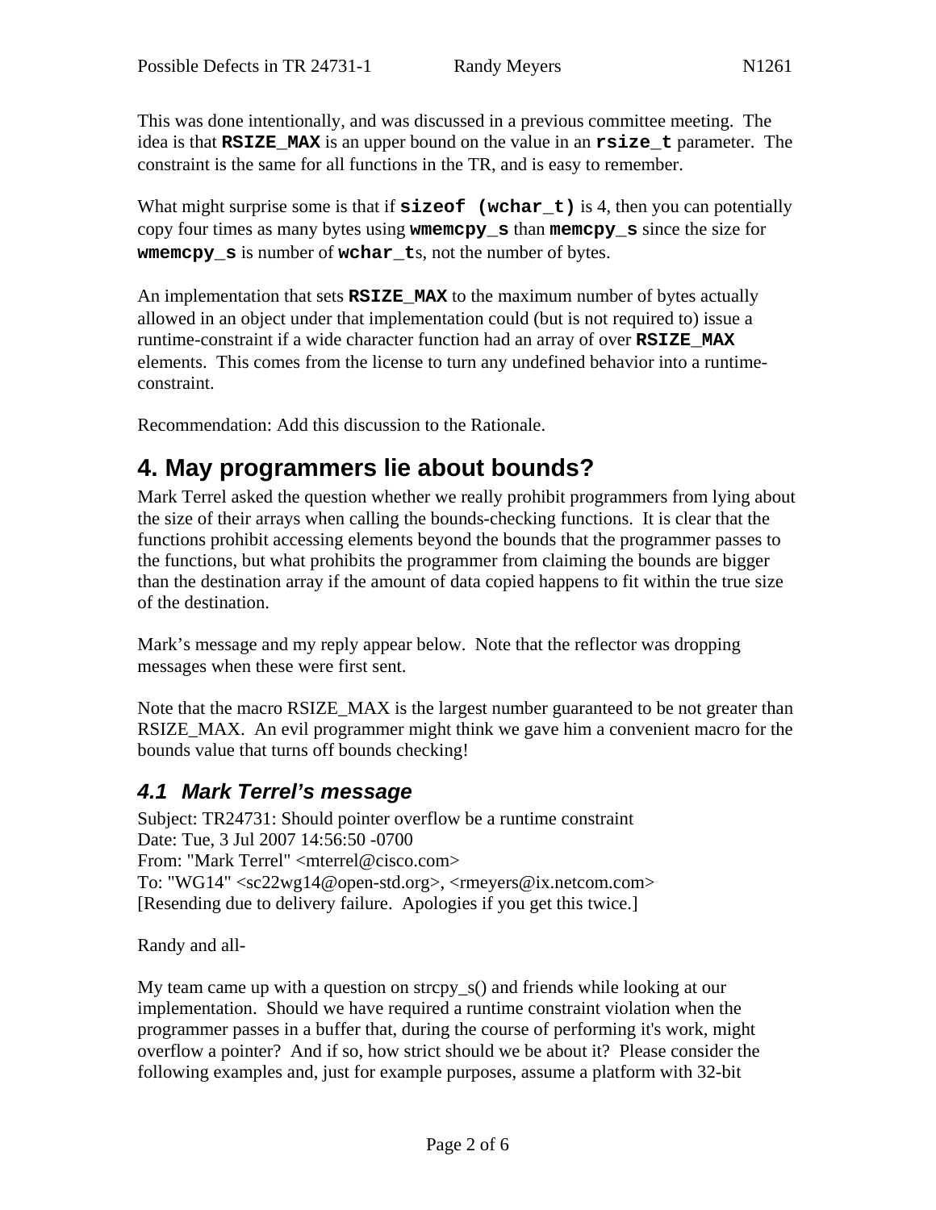This was done intentionally, and was discussed in a previous committee meeting. The idea is that **`RSIZE_MAX`** is an upper bound on the value in an **`rsize_t`** parameter. The constraint is the same for all functions in the TR, and is easy to remember.

What might surprise some is that if **`sizeof (wchar_t)`** is 4, then you can potentially copy four times as many bytes using **`wmemcpy_s`** than **`memcpy_s`** since the size for **`wmemcpy_s`** is number of **`wchar_t`**s, not the number of bytes.

An implementation that sets **`RSIZE_MAX`** to the maximum number of bytes actually allowed in an object under that implementation could (but is not required to) issue a runtime-constraint if a wide character function had an array of over **`RSIZE_MAX`** elements. This comes from the license to turn any undefined behavior into a runtime-constraint.

Recommendation: Add this discussion to the Rationale.

## 4. May programmers lie about bounds?

Mark Terrel asked the question whether we really prohibit programmers from lying about the size of their arrays when calling the bounds-checking functions. It is clear that the functions prohibit accessing elements beyond the bounds that the programmer passes to the functions, but what prohibits the programmer from claiming the bounds are bigger than the destination array if the amount of data copied happens to fit within the true size of the destination.

Mark's message and my reply appear below. Note that the reflector was dropping messages when these were first sent.

Note that the macro RSIZE_MAX is the largest number guaranteed to be not greater than RSIZE_MAX. An evil programmer might think we gave him a convenient macro for the bounds value that turns off bounds checking!

### *4.1 Mark Terrel's message*

Subject: TR24731: Should pointer overflow be a runtime constraint
Date: Tue, 3 Jul 2007 14:56:50 -0700
From: "Mark Terrel" <mterrel@cisco.com>
To: "WG14" <sc22wg14@open-std.org>, <rmeyers@ix.netcom.com>
[Resending due to delivery failure. Apologies if you get this twice.]

Randy and all-

My team came up with a question on strcpy_s() and friends while looking at our implementation. Should we have required a runtime constraint violation when the programmer passes in a buffer that, during the course of performing it's work, might overflow a pointer? And if so, how strict should we be about it? Please consider the following examples and, just for example purposes, assume a platform with 32-bit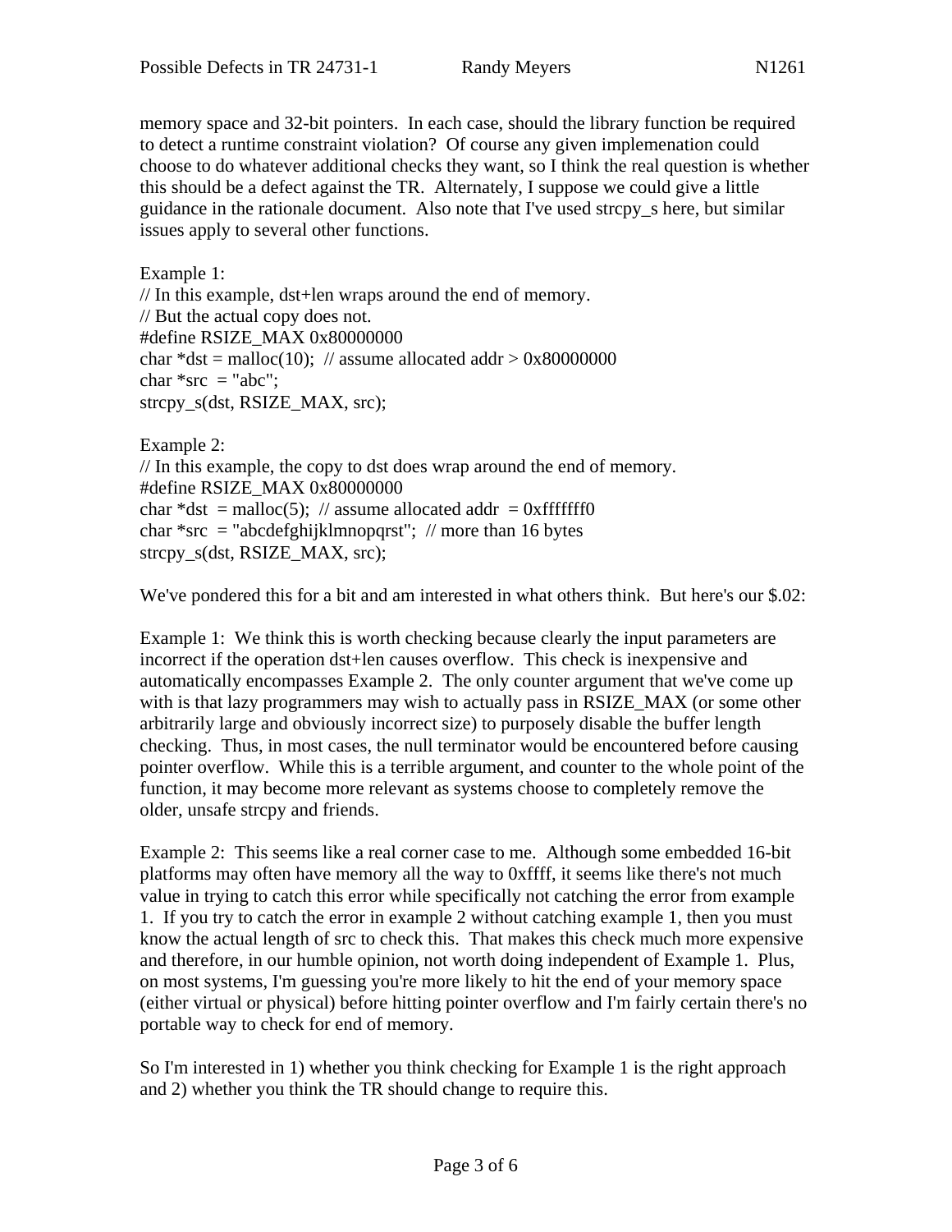memory space and 32-bit pointers. In each case, should the library function be required to detect a runtime constraint violation? Of course any given implemenation could choose to do whatever additional checks they want, so I think the real question is whether this should be a defect against the TR. Alternately, I suppose we could give a little guidance in the rationale document. Also note that I've used strcpy_s here, but similar issues apply to several other functions.

Example 1:

```
// In this example, dst+len wraps around the end of memory.
// But the actual copy does not.
#define RSIZE_MAX 0x80000000
char *dst = malloc(10);  // assume allocated addr > 0x80000000
char *src  = "abc";
strcpy_s(dst, RSIZE_MAX, src);
```

Example 2:

```
// In this example, the copy to dst does wrap around the end of memory.
#define RSIZE_MAX 0x80000000
char *dst  = malloc(5);  // assume allocated addr  = 0xfffffff0
char *src  = "abcdefghijklmnopqrst";  // more than 16 bytes
strcpy_s(dst, RSIZE_MAX, src);
```

We've pondered this for a bit and am interested in what others think. But here's our $.02:

Example 1: We think this is worth checking because clearly the input parameters are incorrect if the operation dst+len causes overflow. This check is inexpensive and automatically encompasses Example 2. The only counter argument that we've come up with is that lazy programmers may wish to actually pass in RSIZE_MAX (or some other arbitrarily large and obviously incorrect size) to purposely disable the buffer length checking. Thus, in most cases, the null terminator would be encountered before causing pointer overflow. While this is a terrible argument, and counter to the whole point of the function, it may become more relevant as systems choose to completely remove the older, unsafe strcpy and friends.

Example 2: This seems like a real corner case to me. Although some embedded 16-bit platforms may often have memory all the way to 0xffff, it seems like there's not much value in trying to catch this error while specifically not catching the error from example 1. If you try to catch the error in example 2 without catching example 1, then you must know the actual length of src to check this. That makes this check much more expensive and therefore, in our humble opinion, not worth doing independent of Example 1. Plus, on most systems, I'm guessing you're more likely to hit the end of your memory space (either virtual or physical) before hitting pointer overflow and I'm fairly certain there's no portable way to check for end of memory.

So I'm interested in 1) whether you think checking for Example 1 is the right approach and 2) whether you think the TR should change to require this.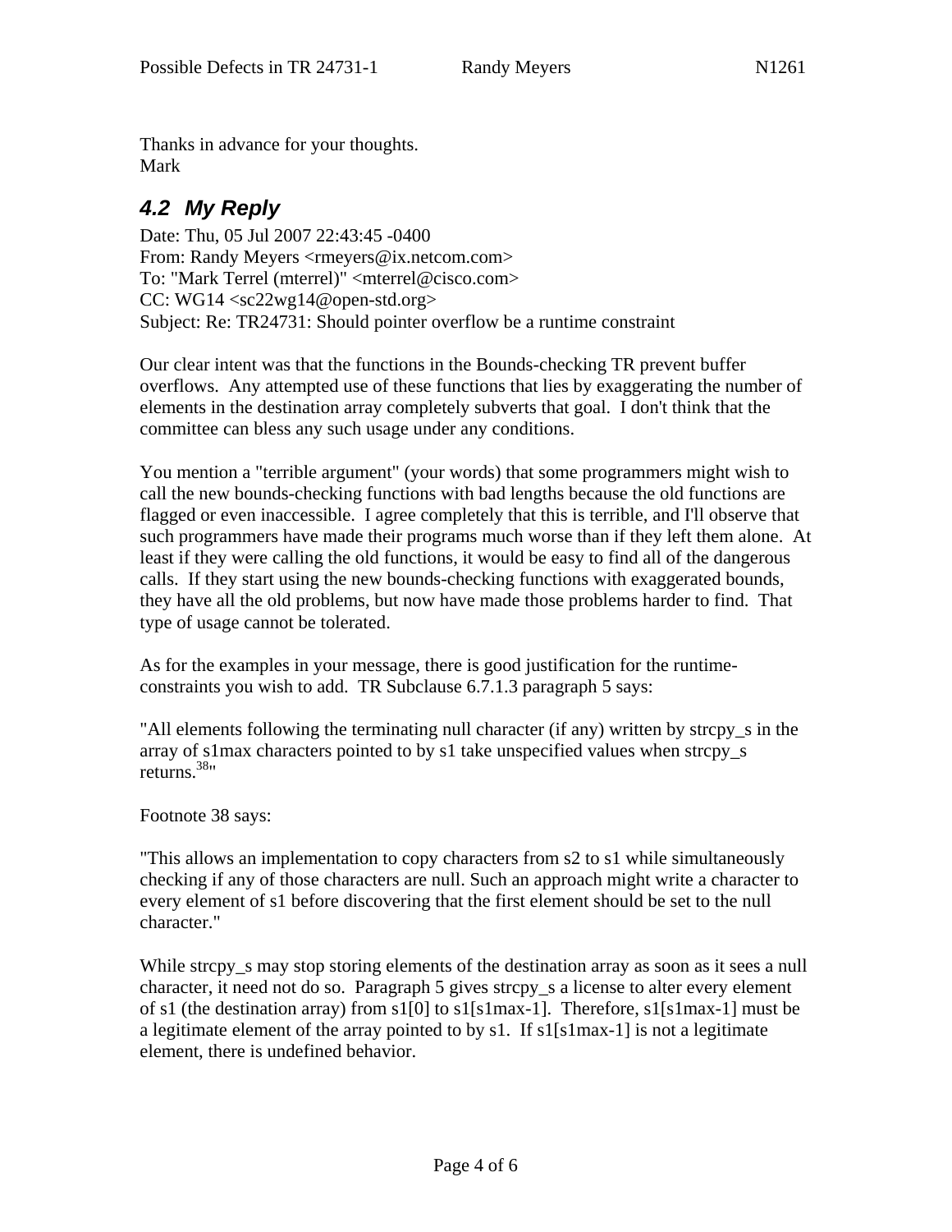Thanks in advance for your thoughts.
Mark

## 4.2 My Reply

Date: Thu, 05 Jul 2007 22:43:45 -0400
From: Randy Meyers <rmeyers@ix.netcom.com>
To: "Mark Terrel (mterrel)" <mterrel@cisco.com>
CC: WG14 <sc22wg14@open-std.org>
Subject: Re: TR24731: Should pointer overflow be a runtime constraint

Our clear intent was that the functions in the Bounds-checking TR prevent buffer overflows. Any attempted use of these functions that lies by exaggerating the number of elements in the destination array completely subverts that goal. I don't think that the committee can bless any such usage under any conditions.

You mention a "terrible argument" (your words) that some programmers might wish to call the new bounds-checking functions with bad lengths because the old functions are flagged or even inaccessible. I agree completely that this is terrible, and I'll observe that such programmers have made their programs much worse than if they left them alone. At least if they were calling the old functions, it would be easy to find all of the dangerous calls. If they start using the new bounds-checking functions with exaggerated bounds, they have all the old problems, but now have made those problems harder to find. That type of usage cannot be tolerated.

As for the examples in your message, there is good justification for the runtime-constraints you wish to add. TR Subclause 6.7.1.3 paragraph 5 says:

"All elements following the terminating null character (if any) written by strcpy_s in the array of s1max characters pointed to by s1 take unspecified values when strcpy_s returns.[38]"

Footnote 38 says:

"This allows an implementation to copy characters from s2 to s1 while simultaneously checking if any of those characters are null. Such an approach might write a character to every element of s1 before discovering that the first element should be set to the null character."

While strcpy_s may stop storing elements of the destination array as soon as it sees a null character, it need not do so. Paragraph 5 gives strcpy_s a license to alter every element of s1 (the destination array) from s1[0] to s1[s1max-1]. Therefore, s1[s1max-1] must be a legitimate element of the array pointed to by s1. If s1[s1max-1] is not a legitimate element, there is undefined behavior.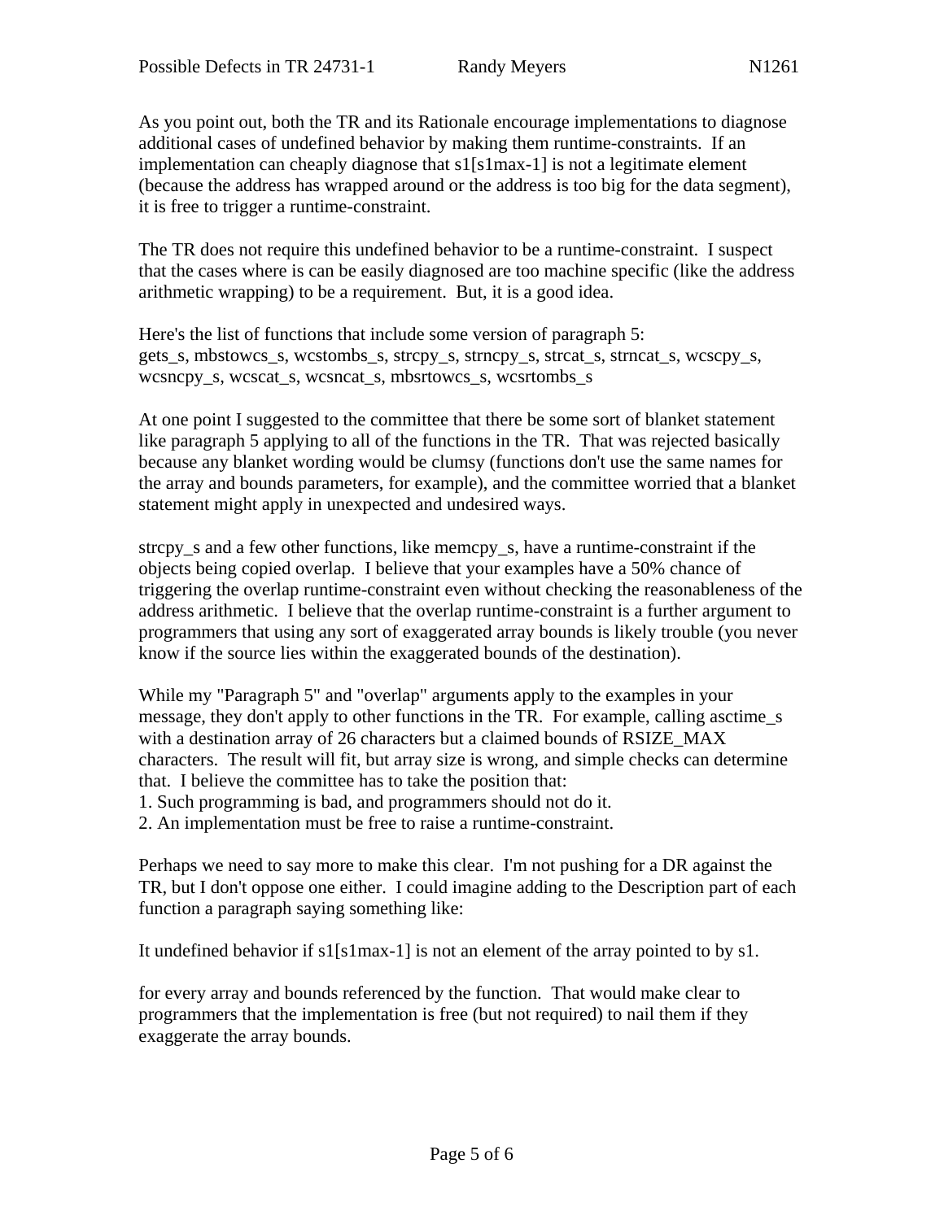As you point out, both the TR and its Rationale encourage implementations to diagnose additional cases of undefined behavior by making them runtime-constraints. If an implementation can cheaply diagnose that s1[s1max-1] is not a legitimate element (because the address has wrapped around or the address is too big for the data segment), it is free to trigger a runtime-constraint.

The TR does not require this undefined behavior to be a runtime-constraint. I suspect that the cases where is can be easily diagnosed are too machine specific (like the address arithmetic wrapping) to be a requirement. But, it is a good idea.

Here's the list of functions that include some version of paragraph 5:
gets_s, mbstowcs_s, wcstombs_s, strcpy_s, strncpy_s, strcat_s, strncat_s, wcscpy_s, wcsncpy_s, wcscat_s, wcsncat_s, mbsrtowcs_s, wcsrtombs_s

At one point I suggested to the committee that there be some sort of blanket statement like paragraph 5 applying to all of the functions in the TR. That was rejected basically because any blanket wording would be clumsy (functions don't use the same names for the array and bounds parameters, for example), and the committee worried that a blanket statement might apply in unexpected and undesired ways.

strcpy_s and a few other functions, like memcpy_s, have a runtime-constraint if the objects being copied overlap. I believe that your examples have a 50% chance of triggering the overlap runtime-constraint even without checking the reasonableness of the address arithmetic. I believe that the overlap runtime-constraint is a further argument to programmers that using any sort of exaggerated array bounds is likely trouble (you never know if the source lies within the exaggerated bounds of the destination).

While my "Paragraph 5" and "overlap" arguments apply to the examples in your message, they don't apply to other functions in the TR. For example, calling asctime_s with a destination array of 26 characters but a claimed bounds of RSIZE_MAX characters. The result will fit, but array size is wrong, and simple checks can determine that. I believe the committee has to take the position that:
1. Such programming is bad, and programmers should not do it.
2. An implementation must be free to raise a runtime-constraint.

Perhaps we need to say more to make this clear. I'm not pushing for a DR against the TR, but I don't oppose one either. I could imagine adding to the Description part of each function a paragraph saying something like:

It undefined behavior if s1[s1max-1] is not an element of the array pointed to by s1.

for every array and bounds referenced by the function. That would make clear to programmers that the implementation is free (but not required) to nail them if they exaggerate the array bounds.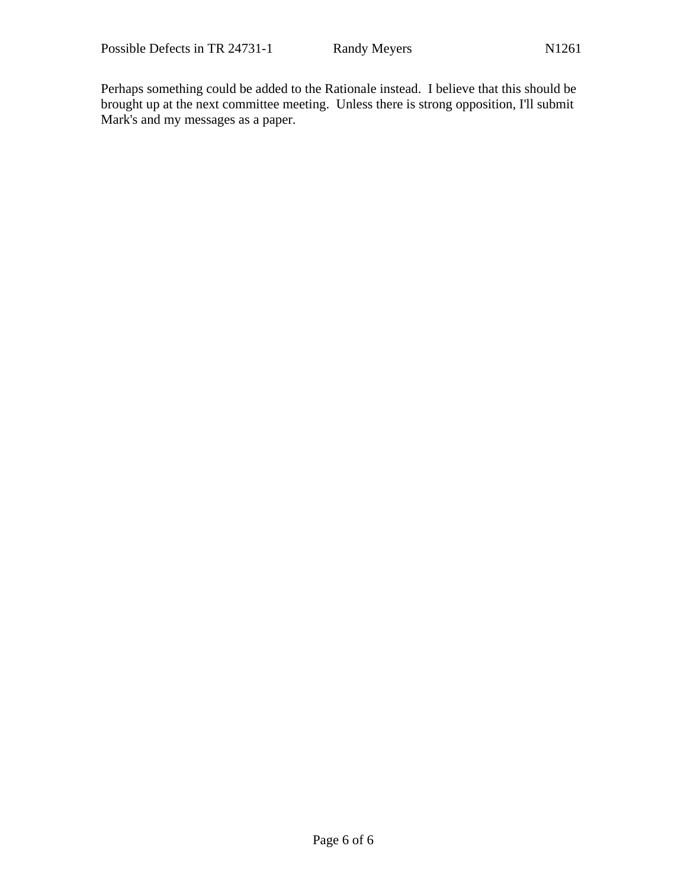Perhaps something could be added to the Rationale instead. I believe that this should be brought up at the next committee meeting. Unless there is strong opposition, I'll submit Mark's and my messages as a paper.